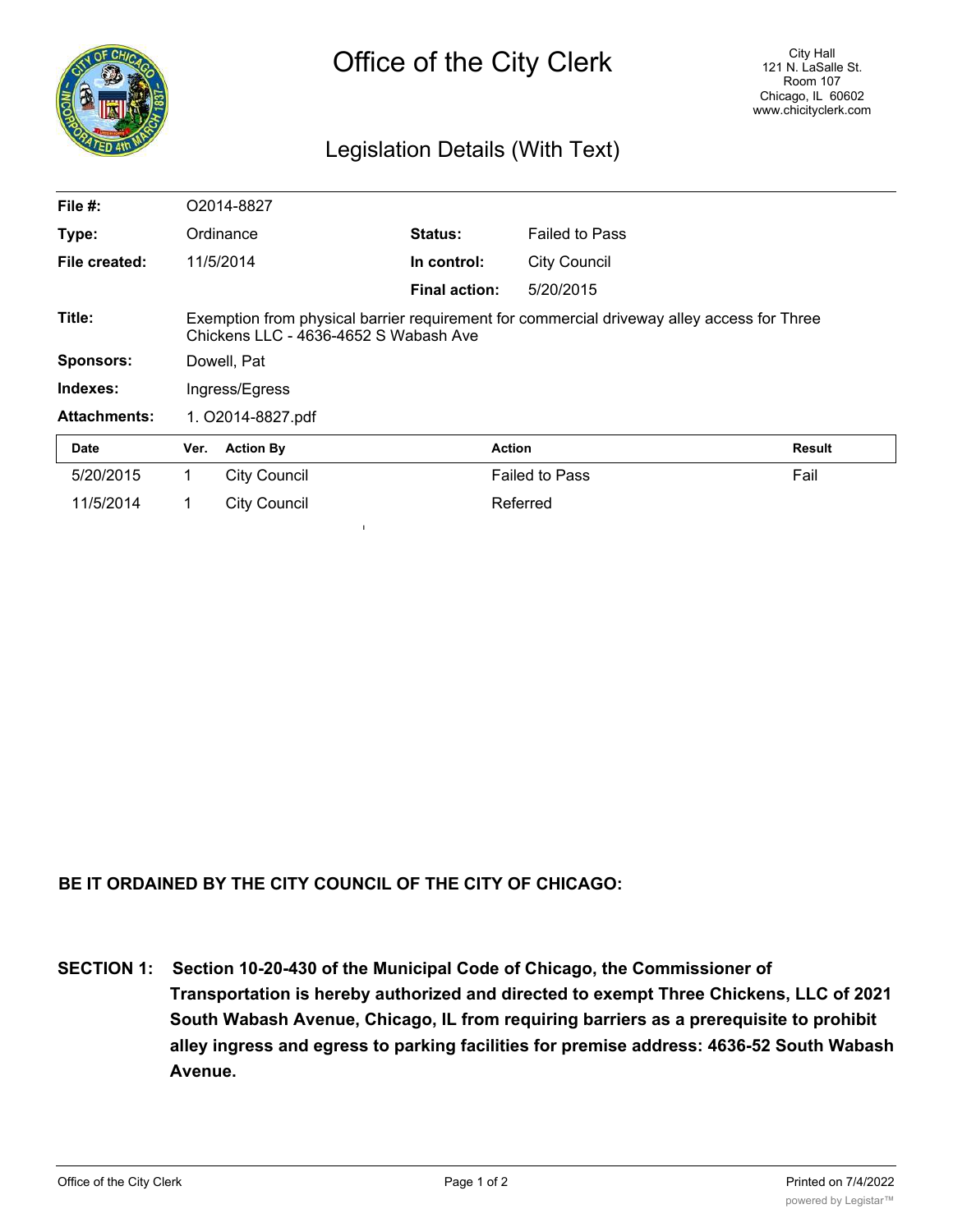# Office of the City Clerk

City Hall
121 N. LaSalle St.
Room 107
Chicago, IL 60602
www.chicityclerk.com

## Legislation Details (With Text)

| | | | |
|---|---|---|---|
| **File #:** | O2014-8827 | | |
| **Type:** | Ordinance | **Status:** | Failed to Pass |
| **File created:** | 11/5/2014 | **In control:** | City Council |
| | | **Final action:** | 5/20/2015 |
| **Title:** | Exemption from physical barrier requirement for commercial driveway alley access for Three Chickens LLC - 4636-4652 S Wabash Ave | | |
| **Sponsors:** | Dowell, Pat | | |
| **Indexes:** | Ingress/Egress | | |
| **Attachments:** | 1. O2014-8827.pdf | | |

| Date | Ver. | Action By | Action | Result |
|---|---|---|---|---|
| 5/20/2015 | 1 | City Council | Failed to Pass | Fail |
| 11/5/2014 | 1 | City Council | Referred | |

**BE IT ORDAINED BY THE CITY COUNCIL OF THE CITY OF CHICAGO:**

**SECTION 1: Section 10-20-430 of the Municipal Code of Chicago, the Commissioner of Transportation is hereby authorized and directed to exempt Three Chickens, LLC of 2021 South Wabash Avenue, Chicago, IL from requiring barriers as a prerequisite to prohibit alley ingress and egress to parking facilities for premise address: 4636-52 South Wabash Avenue.**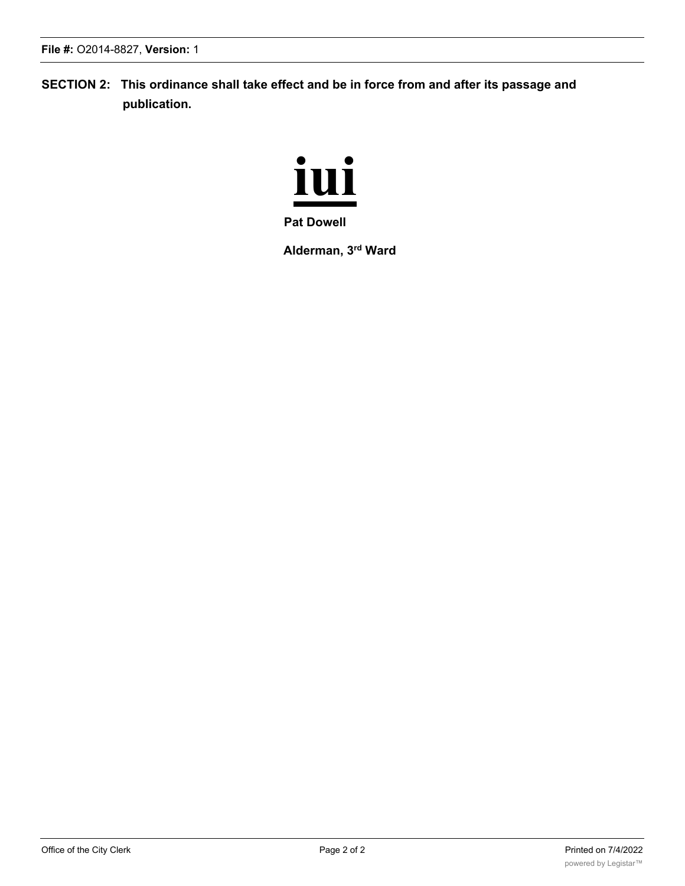**SECTION 2: This ordinance shall take effect and be in force from and after its passage and publication.**

**iui**

**Pat Dowell**

**Alderman, 3rd Ward**